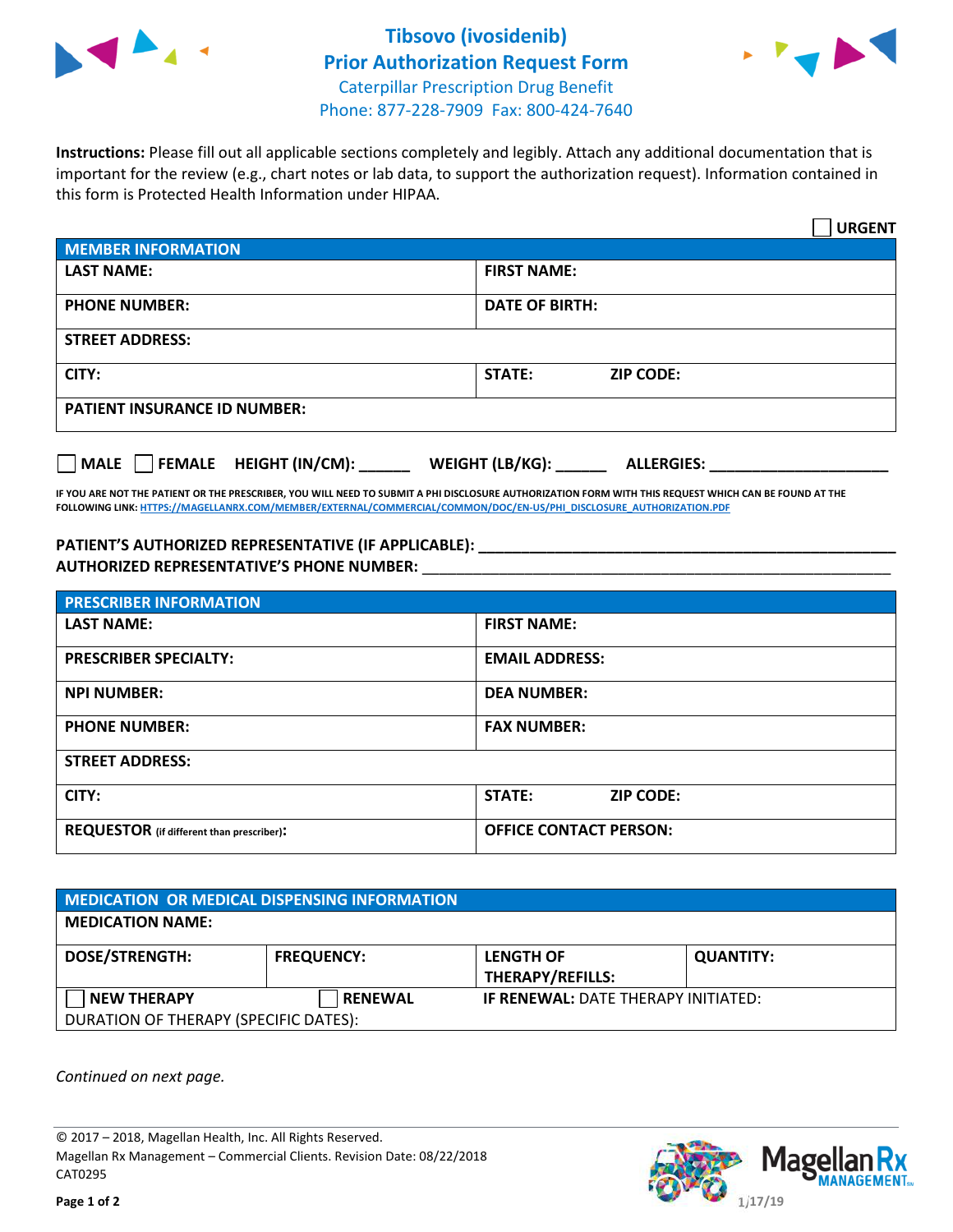# Tibsovo (ivosidenib)
# Prior Authorization Request Form

Caterpillar Prescription Drug Benefit
Phone: 877-228-7909 Fax: 800-424-7640

**Instructions:** Please fill out all applicable sections completely and legibly. Attach any additional documentation that is important for the review (e.g., chart notes or lab data, to support the authorization request). Information contained in this form is Protected Health Information under HIPAA.

☐ **URGENT**

| **MEMBER INFORMATION** | |
|---|---|
| **LAST NAME:** | **FIRST NAME:** |
| **PHONE NUMBER:** | **DATE OF BIRTH:** |
| **STREET ADDRESS:** | |
| **CITY:** | **STATE:** **ZIP CODE:** |
| **PATIENT INSURANCE ID NUMBER:** | |

☐ **MALE** ☐ **FEMALE** **HEIGHT (IN/CM):** ______ **WEIGHT (LB/KG):** ______ **ALLERGIES:** ____________________

**IF YOU ARE NOT THE PATIENT OR THE PRESCRIBER, YOU WILL NEED TO SUBMIT A PHI DISCLOSURE AUTHORIZATION FORM WITH THIS REQUEST WHICH CAN BE FOUND AT THE FOLLOWING LINK: HTTPS://MAGELLANRX.COM/MEMBER/EXTERNAL/COMMERCIAL/COMMON/DOC/EN-US/PHI_DISCLOSURE_AUTHORIZATION.PDF**

**PATIENT'S AUTHORIZED REPRESENTATIVE (IF APPLICABLE):** ____________________________________________
**AUTHORIZED REPRESENTATIVE'S PHONE NUMBER:** ____________________________________________

| **PRESCRIBER INFORMATION** | |
|---|---|
| **LAST NAME:** | **FIRST NAME:** |
| **PRESCRIBER SPECIALTY:** | **EMAIL ADDRESS:** |
| **NPI NUMBER:** | **DEA NUMBER:** |
| **PHONE NUMBER:** | **FAX NUMBER:** |
| **STREET ADDRESS:** | |
| **CITY:** | **STATE:** **ZIP CODE:** |
| **REQUESTOR** (if different than prescriber)**:** | **OFFICE CONTACT PERSON:** |

| **MEDICATION OR MEDICAL DISPENSING INFORMATION** | | | |
|---|---|---|---|
| **MEDICATION NAME:** | | | |
| **DOSE/STRENGTH:** | **FREQUENCY:** | **LENGTH OF THERAPY/REFILLS:** | **QUANTITY:** |
| ☐ **NEW THERAPY** | ☐ **RENEWAL** | **IF RENEWAL:** DATE THERAPY INITIATED: | |
| DURATION OF THERAPY (SPECIFIC DATES): | | | |

*Continued on next page.*

© 2017 – 2018, Magellan Health, Inc. All Rights Reserved.
Magellan Rx Management – Commercial Clients. Revision Date: 08/22/2018
CAT0295

1/17/19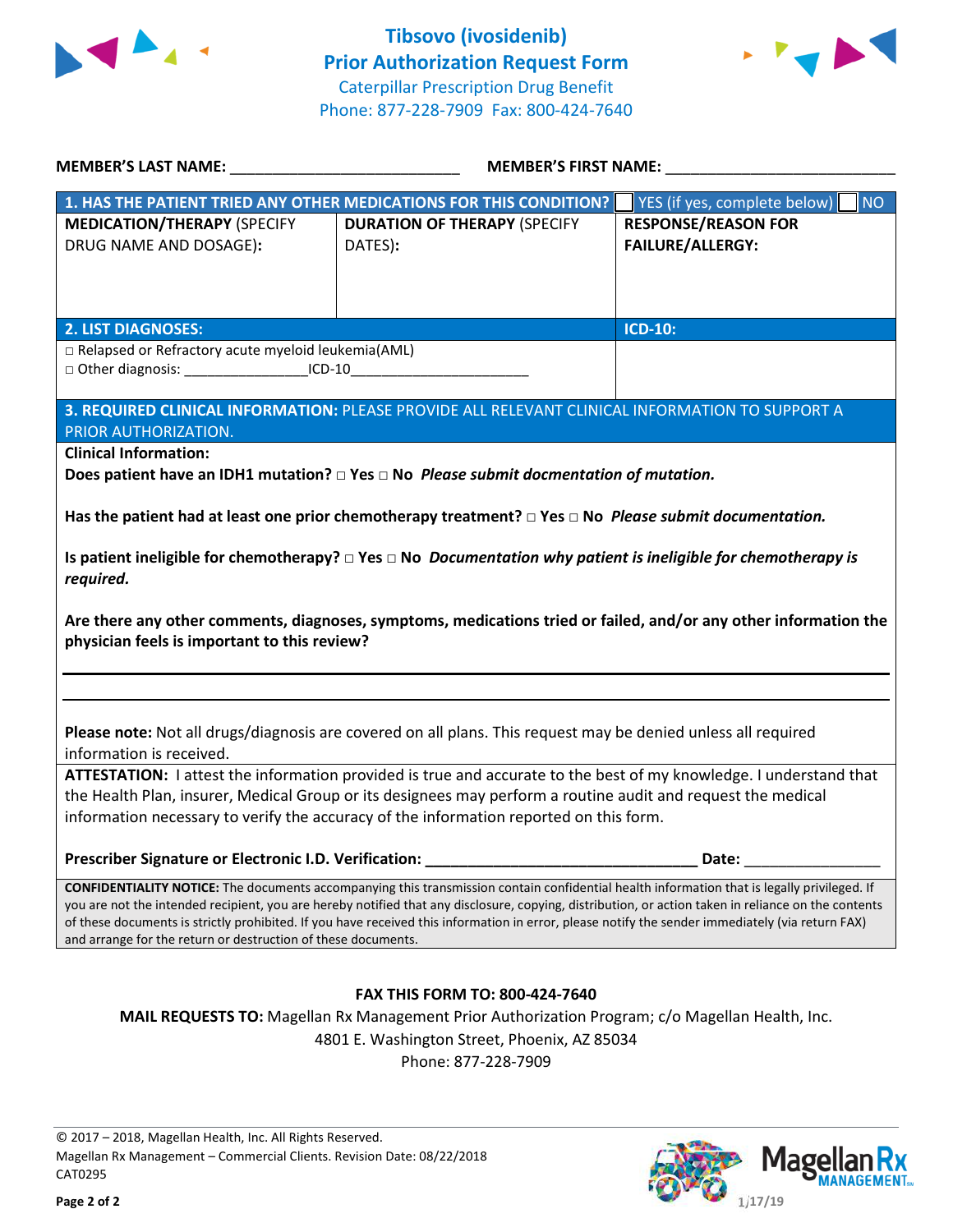# Tibsovo (ivosidenib)
## Prior Authorization Request Form

Caterpillar Prescription Drug Benefit
Phone: 877-228-7909 Fax: 800-424-7640

**MEMBER'S LAST NAME:** ___________________________ **MEMBER'S FIRST NAME:** ___________________________

| **1. HAS THE PATIENT TRIED ANY OTHER MEDICATIONS FOR THIS CONDITION?** | | ☐ YES (if yes, complete below) ☐ NO |
|---|---|---|
| **MEDICATION/THERAPY** (SPECIFY DRUG NAME AND DOSAGE): | **DURATION OF THERAPY** (SPECIFY DATES): | **RESPONSE/REASON FOR FAILURE/ALLERGY:** |
| | | |

| **2. LIST DIAGNOSES:** | **ICD-10:** |
|---|---|
| □ Relapsed or Refractory acute myeloid leukemia(AML)<br>□ Other diagnosis: _______________ICD-10______________________ | |

**3. REQUIRED CLINICAL INFORMATION:** PLEASE PROVIDE ALL RELEVANT CLINICAL INFORMATION TO SUPPORT A PRIOR AUTHORIZATION.

**Clinical Information:**

**Does patient have an IDH1 mutation?** □ **Yes** □ **No** ***Please submit docmentation of mutation.***

**Has the patient had at least one prior chemotherapy treatment?** □ **Yes** □ **No** ***Please submit documentation.***

**Is patient ineligible for chemotherapy?** □ **Yes** □ **No** ***Documentation why patient is ineligible for chemotherapy is required.***

**Are there any other comments, diagnoses, symptoms, medications tried or failed, and/or any other information the physician feels is important to this review?**

_______________________________________________________________________________

_______________________________________________________________________________

**Please note:** Not all drugs/diagnosis are covered on all plans. This request may be denied unless all required information is received.

**ATTESTATION:** I attest the information provided is true and accurate to the best of my knowledge. I understand that the Health Plan, insurer, Medical Group or its designees may perform a routine audit and request the medical information necessary to verify the accuracy of the information reported on this form.

**Prescriber Signature or Electronic I.D. Verification: ________________________________ Date:** ________________

**CONFIDENTIALITY NOTICE:** The documents accompanying this transmission contain confidential health information that is legally privileged. If you are not the intended recipient, you are hereby notified that any disclosure, copying, distribution, or action taken in reliance on the contents of these documents is strictly prohibited. If you have received this information in error, please notify the sender immediately (via return FAX) and arrange for the return or destruction of these documents.

**FAX THIS FORM TO: 800-424-7640**

**MAIL REQUESTS TO:** Magellan Rx Management Prior Authorization Program; c/o Magellan Health, Inc.
4801 E. Washington Street, Phoenix, AZ 85034
Phone: 877-228-7909

© 2017 – 2018, Magellan Health, Inc. All Rights Reserved.
Magellan Rx Management – Commercial Clients. Revision Date: 08/22/2018
CAT0295

1/17/19